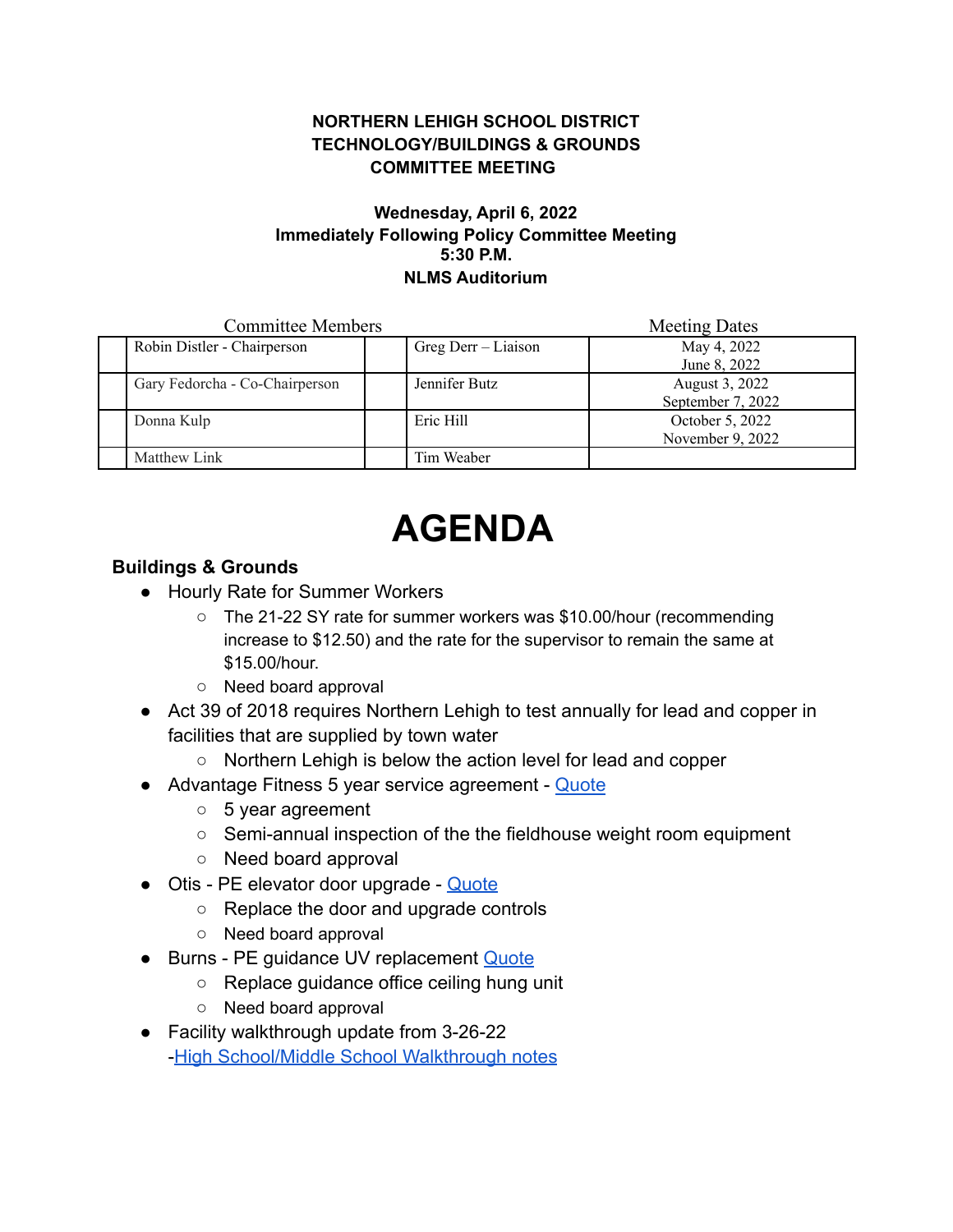**NORTHERN LEHIGH SCHOOL DISTRICT**
**TECHNOLOGY/BUILDINGS & GROUNDS**
**COMMITTEE MEETING**

**Wednesday, April 6, 2022**
**Immediately Following Policy Committee Meeting**
**5:30 P.M.**
**NLMS Auditorium**

| | Committee Members | | | Meeting Dates |
|---|---|---|---|---|
| | Robin Distler - Chairperson | | Greg Derr – Liaison | May 4, 2022<br>June 8, 2022 |
| | Gary Fedorcha - Co-Chairperson | | Jennifer Butz | August 3, 2022<br>September 7, 2022 |
| | Donna Kulp | | Eric Hill | October 5, 2022<br>November 9, 2022 |
| | Matthew Link | | Tim Weaber | |

# AGENDA

## Buildings & Grounds

- Hourly Rate for Summer Workers
  - The 21-22 SY rate for summer workers was $10.00/hour (recommending increase to $12.50) and the rate for the supervisor to remain the same at $15.00/hour.
  - Need board approval
- Act 39 of 2018 requires Northern Lehigh to test annually for lead and copper in facilities that are supplied by town water
  - Northern Lehigh is below the action level for lead and copper
- Advantage Fitness 5 year service agreement - Quote
  - 5 year agreement
  - Semi-annual inspection of the the fieldhouse weight room equipment
  - Need board approval
- Otis - PE elevator door upgrade - Quote
  - Replace the door and upgrade controls
  - Need board approval
- Burns - PE guidance UV replacement Quote
  - Replace guidance office ceiling hung unit
  - Need board approval
- Facility walkthrough update from 3-26-22
  -High School/Middle School Walkthrough notes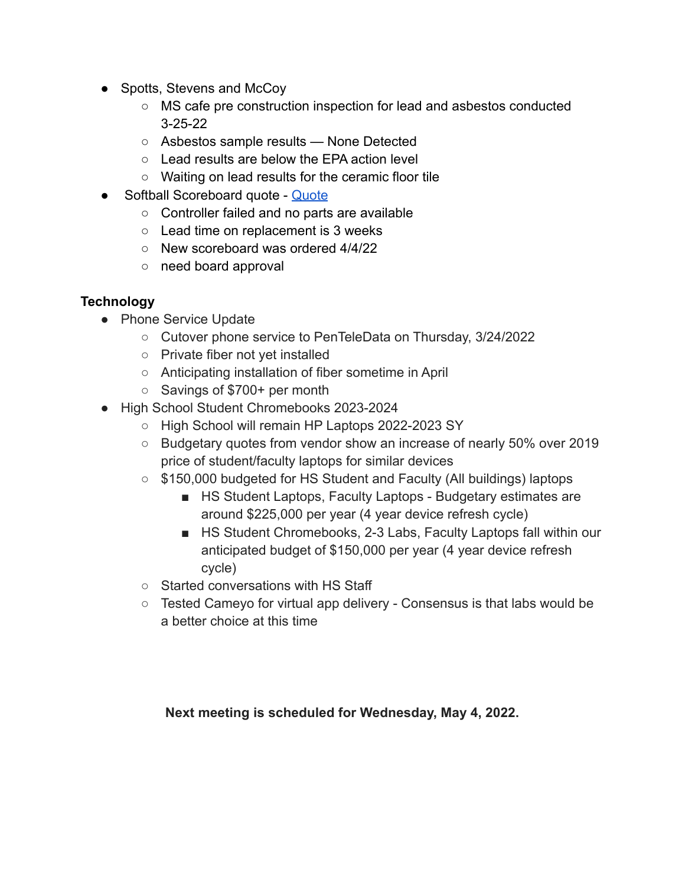- Spotts, Stevens and McCoy
  - MS cafe pre construction inspection for lead and asbestos conducted 3-25-22
  - Asbestos sample results — None Detected
  - Lead results are below the EPA action level
  - Waiting on lead results for the ceramic floor tile
- Softball Scoreboard quote - Quote
  - Controller failed and no parts are available
  - Lead time on replacement is 3 weeks
  - New scoreboard was ordered 4/4/22
  - need board approval

**Technology**

- Phone Service Update
  - Cutover phone service to PenTeleData on Thursday, 3/24/2022
  - Private fiber not yet installed
  - Anticipating installation of fiber sometime in April
  - Savings of $700+ per month
- High School Student Chromebooks 2023-2024
  - High School will remain HP Laptops 2022-2023 SY
  - Budgetary quotes from vendor show an increase of nearly 50% over 2019 price of student/faculty laptops for similar devices
  - $150,000 budgeted for HS Student and Faculty (All buildings) laptops
    - HS Student Laptops, Faculty Laptops - Budgetary estimates are around $225,000 per year (4 year device refresh cycle)
    - HS Student Chromebooks, 2-3 Labs, Faculty Laptops fall within our anticipated budget of $150,000 per year (4 year device refresh cycle)
  - Started conversations with HS Staff
  - Tested Cameyo for virtual app delivery - Consensus is that labs would be a better choice at this time

**Next meeting is scheduled for Wednesday, May 4, 2022.**